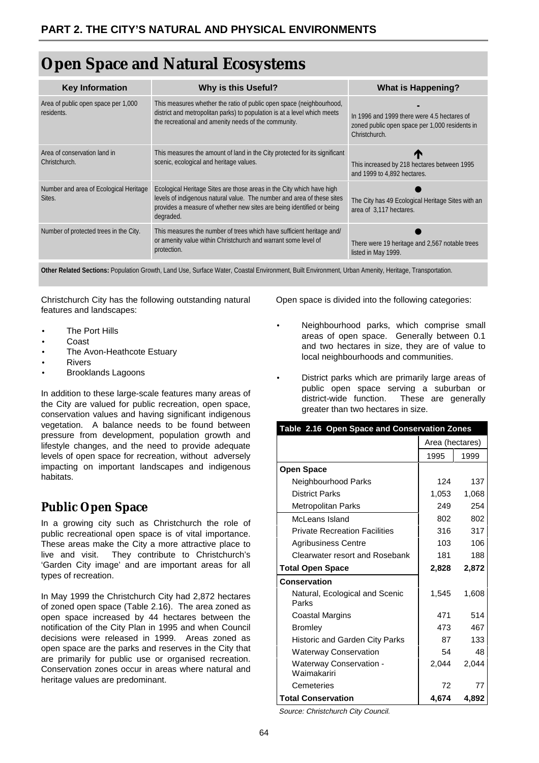# PART 2. THE CITY'S NATURAL AND PHYSICAL ENVIRONMENTS

## Open Space and Natural Ecosystems

| Key Information | Why is this Useful? | What is Happening? |
|---|---|---|
| Area of public open space per 1,000 residents. | This measures whether the ratio of public open space (neighbourhood, district and metropolitan parks) to population is at a level which meets the recreational and amenity needs of the community. | - In 1996 and 1999 there were 4.5 hectares of zoned public open space per 1,000 residents in Christchurch. |
| Area of conservation land in Christchurch. | This measures the amount of land in the City protected for its significant scenic, ecological and heritage values. | ↑ This increased by 218 hectares between 1995 and 1999 to 4,892 hectares. |
| Number and area of Ecological Heritage Sites. | Ecological Heritage Sites are those areas in the City which have high levels of indigenous natural value. The number and area of these sites provides a measure of whether new sites are being identified or being degraded. | ● The City has 49 Ecological Heritage Sites with an area of 3,117 hectares. |
| Number of protected trees in the City. | This measures the number of trees which have sufficient heritage and/ or amenity value within Christchurch and warrant some level of protection. | ● There were 19 heritage and 2,567 notable trees listed in May 1999. |

**Other Related Sections:** Population Growth, Land Use, Surface Water, Coastal Environment, Built Environment, Urban Amenity, Heritage, Transportation.

Christchurch City has the following outstanding natural features and landscapes:

- The Port Hills
- Coast
- The Avon-Heathcote Estuary
- Rivers
- Brooklands Lagoons

In addition to these large-scale features many areas of the City are valued for public recreation, open space, conservation values and having significant indigenous vegetation. A balance needs to be found between pressure from development, population growth and lifestyle changes, and the need to provide adequate levels of open space for recreation, without adversely impacting on important landscapes and indigenous habitats.

### Public Open Space

In a growing city such as Christchurch the role of public recreational open space is of vital importance. These areas make the City a more attractive place to live and visit. They contribute to Christchurch's 'Garden City image' and are important areas for all types of recreation.

In May 1999 the Christchurch City had 2,872 hectares of zoned open space (Table 2.16). The area zoned as open space increased by 44 hectares between the notification of the City Plan in 1995 and when Council decisions were released in 1999. Areas zoned as open space are the parks and reserves in the City that are primarily for public use or organised recreation. Conservation zones occur in areas where natural and heritage values are predominant.

Open space is divided into the following categories:

- Neighbourhood parks, which comprise small areas of open space. Generally between 0.1 and two hectares in size, they are of value to local neighbourhoods and communities.
- District parks which are primarily large areas of public open space serving a suburban or district-wide function. These are generally greater than two hectares in size.

**Table 2.16 Open Space and Conservation Zones**

| | Area (hectares) | |
|---|---|---|
| | 1995 | 1999 |
| **Open Space** | | |
| Neighbourhood Parks | 124 | 137 |
| District Parks | 1,053 | 1,068 |
| Metropolitan Parks | 249 | 254 |
| McLeans Island | 802 | 802 |
| Private Recreation Facilities | 316 | 317 |
| Agribusiness Centre | 103 | 106 |
| Clearwater resort and Rosebank | 181 | 188 |
| **Total Open Space** | **2,828** | **2,872** |
| **Conservation** | | |
| Natural, Ecological and Scenic Parks | 1,545 | 1,608 |
| Coastal Margins | 471 | 514 |
| Bromley | 473 | 467 |
| Historic and Garden City Parks | 87 | 133 |
| Waterway Conservation | 54 | 48 |
| Waterway Conservation - Waimakariri | 2,044 | 2,044 |
| Cemeteries | 72 | 77 |
| **Total Conservation** | **4,674** | **4,892** |

*Source: Christchurch City Council.*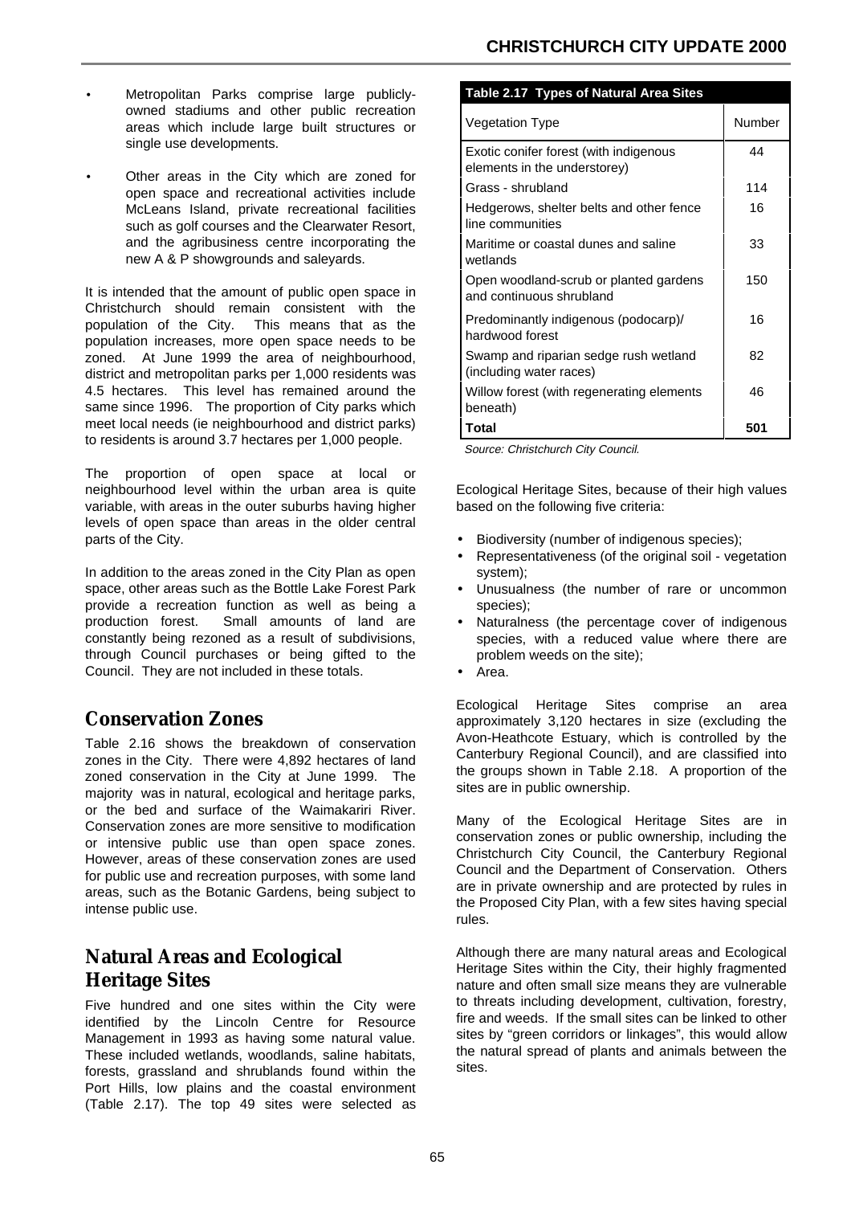- Metropolitan Parks comprise large publicly-owned stadiums and other public recreation areas which include large built structures or single use developments.
- Other areas in the City which are zoned for open space and recreational activities include McLeans Island, private recreational facilities such as golf courses and the Clearwater Resort, and the agribusiness centre incorporating the new A & P showgrounds and saleyards.

It is intended that the amount of public open space in Christchurch should remain consistent with the population of the City. This means that as the population increases, more open space needs to be zoned. At June 1999 the area of neighbourhood, district and metropolitan parks per 1,000 residents was 4.5 hectares. This level has remained around the same since 1996. The proportion of City parks which meet local needs (ie neighbourhood and district parks) to residents is around 3.7 hectares per 1,000 people.

The proportion of open space at local or neighbourhood level within the urban area is quite variable, with areas in the outer suburbs having higher levels of open space than areas in the older central parts of the City.

In addition to the areas zoned in the City Plan as open space, other areas such as the Bottle Lake Forest Park provide a recreation function as well as being a production forest. Small amounts of land are constantly being rezoned as a result of subdivisions, through Council purchases or being gifted to the Council. They are not included in these totals.

## Conservation Zones

Table 2.16 shows the breakdown of conservation zones in the City. There were 4,892 hectares of land zoned conservation in the City at June 1999. The majority was in natural, ecological and heritage parks, or the bed and surface of the Waimakariri River. Conservation zones are more sensitive to modification or intensive public use than open space zones. However, areas of these conservation zones are used for public use and recreation purposes, with some land areas, such as the Botanic Gardens, being subject to intense public use.

## Natural Areas and Ecological Heritage Sites

Five hundred and one sites within the City were identified by the Lincoln Centre for Resource Management in 1993 as having some natural value. These included wetlands, woodlands, saline habitats, forests, grassland and shrublands found within the Port Hills, low plains and the coastal environment (Table 2.17). The top 49 sites were selected as Ecological Heritage Sites, because of their high values based on the following five criteria:

**Table 2.17 Types of Natural Area Sites**

| Vegetation Type | Number |
|---|---|
| Exotic conifer forest (with indigenous elements in the understorey) | 44 |
| Grass - shrubland | 114 |
| Hedgerows, shelter belts and other fence line communities | 16 |
| Maritime or coastal dunes and saline wetlands | 33 |
| Open woodland-scrub or planted gardens and continuous shrubland | 150 |
| Predominantly indigenous (podocarp)/ hardwood forest | 16 |
| Swamp and riparian sedge rush wetland (including water races) | 82 |
| Willow forest (with regenerating elements beneath) | 46 |
| **Total** | **501** |

*Source: Christchurch City Council.*

- Biodiversity (number of indigenous species);
- Representativeness (of the original soil - vegetation system);
- Unusualness (the number of rare or uncommon species);
- Naturalness (the percentage cover of indigenous species, with a reduced value where there are problem weeds on the site);
- Area.

Ecological Heritage Sites comprise an area approximately 3,120 hectares in size (excluding the Avon-Heathcote Estuary, which is controlled by the Canterbury Regional Council), and are classified into the groups shown in Table 2.18. A proportion of the sites are in public ownership.

Many of the Ecological Heritage Sites are in conservation zones or public ownership, including the Christchurch City Council, the Canterbury Regional Council and the Department of Conservation. Others are in private ownership and are protected by rules in the Proposed City Plan, with a few sites having special rules.

Although there are many natural areas and Ecological Heritage Sites within the City, their highly fragmented nature and often small size means they are vulnerable to threats including development, cultivation, forestry, fire and weeds. If the small sites can be linked to other sites by "green corridors or linkages", this would allow the natural spread of plants and animals between the sites.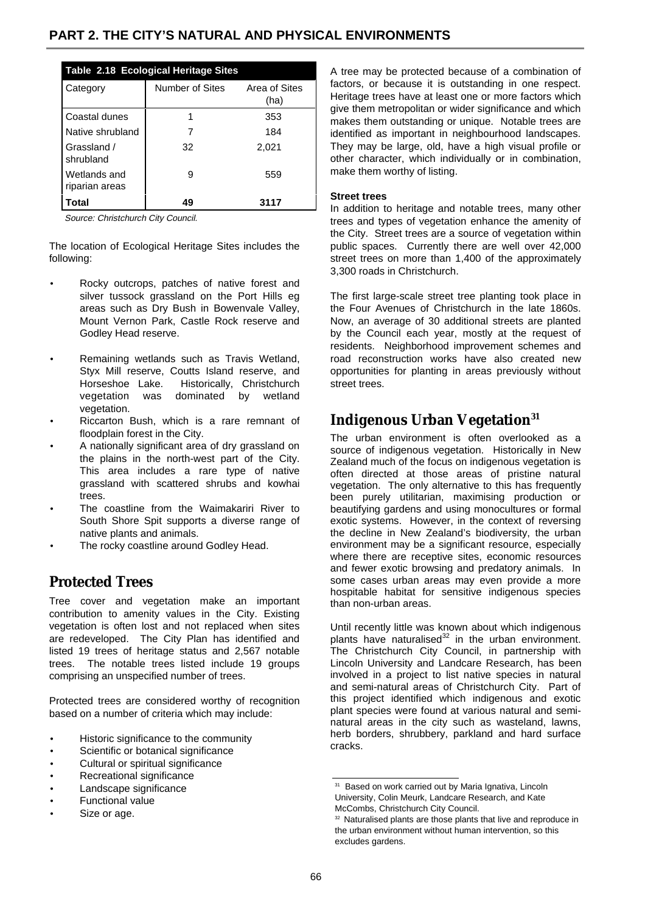## PART 2. THE CITY'S NATURAL AND PHYSICAL ENVIRONMENTS

**Table 2.18 Ecological Heritage Sites**

| Category | Number of Sites | Area of Sites (ha) |
|---|---|---|
| Coastal dunes | 1 | 353 |
| Native shrubland | 7 | 184 |
| Grassland / shrubland | 32 | 2,021 |
| Wetlands and riparian areas | 9 | 559 |
| **Total** | **49** | **3117** |

*Source: Christchurch City Council.*

The location of Ecological Heritage Sites includes the following:

- Rocky outcrops, patches of native forest and silver tussock grassland on the Port Hills eg areas such as Dry Bush in Bowenvale Valley, Mount Vernon Park, Castle Rock reserve and Godley Head reserve.
- Remaining wetlands such as Travis Wetland, Styx Mill reserve, Coutts Island reserve, and Horseshoe Lake. Historically, Christchurch vegetation was dominated by wetland vegetation.
- Riccarton Bush, which is a rare remnant of floodplain forest in the City.
- A nationally significant area of dry grassland on the plains in the north-west part of the City. This area includes a rare type of native grassland with scattered shrubs and kowhai trees.
- The coastline from the Waimakariri River to South Shore Spit supports a diverse range of native plants and animals.
- The rocky coastline around Godley Head.

## Protected Trees

Tree cover and vegetation make an important contribution to amenity values in the City. Existing vegetation is often lost and not replaced when sites are redeveloped. The City Plan has identified and listed 19 trees of heritage status and 2,567 notable trees. The notable trees listed include 19 groups comprising an unspecified number of trees.

Protected trees are considered worthy of recognition based on a number of criteria which may include:

- Historic significance to the community
- Scientific or botanical significance
- Cultural or spiritual significance
- Recreational significance
- Landscape significance
- Functional value
- Size or age.

A tree may be protected because of a combination of factors, or because it is outstanding in one respect. Heritage trees have at least one or more factors which give them metropolitan or wider significance and which makes them outstanding or unique. Notable trees are identified as important in neighbourhood landscapes. They may be large, old, have a high visual profile or other character, which individually or in combination, make them worthy of listing.

**Street trees**

In addition to heritage and notable trees, many other trees and types of vegetation enhance the amenity of the City. Street trees are a source of vegetation within public spaces. Currently there are well over 42,000 street trees on more than 1,400 of the approximately 3,300 roads in Christchurch.

The first large-scale street tree planting took place in the Four Avenues of Christchurch in the late 1860s. Now, an average of 30 additional streets are planted by the Council each year, mostly at the request of residents. Neighborhood improvement schemes and road reconstruction works have also created new opportunities for planting in areas previously without street trees.

## Indigenous Urban Vegetation[31]

The urban environment is often overlooked as a source of indigenous vegetation. Historically in New Zealand much of the focus on indigenous vegetation is often directed at those areas of pristine natural vegetation. The only alternative to this has frequently been purely utilitarian, maximising production or beautifying gardens and using monocultures or formal exotic systems. However, in the context of reversing the decline in New Zealand's biodiversity, the urban environment may be a significant resource, especially where there are receptive sites, economic resources and fewer exotic browsing and predatory animals. In some cases urban areas may even provide a more hospitable habitat for sensitive indigenous species than non-urban areas.

Until recently little was known about which indigenous plants have naturalised[32] in the urban environment. The Christchurch City Council, in partnership with Lincoln University and Landcare Research, has been involved in a project to list native species in natural and semi-natural areas of Christchurch City. Part of this project identified which indigenous and exotic plant species were found at various natural and semi-natural areas in the city such as wasteland, lawns, herb borders, shrubbery, parkland and hard surface cracks.

[31] Based on work carried out by Maria Ignativa, Lincoln University, Colin Meurk, Landcare Research, and Kate McCombs, Christchurch City Council.

[32] Naturalised plants are those plants that live and reproduce in the urban environment without human intervention, so this excludes gardens.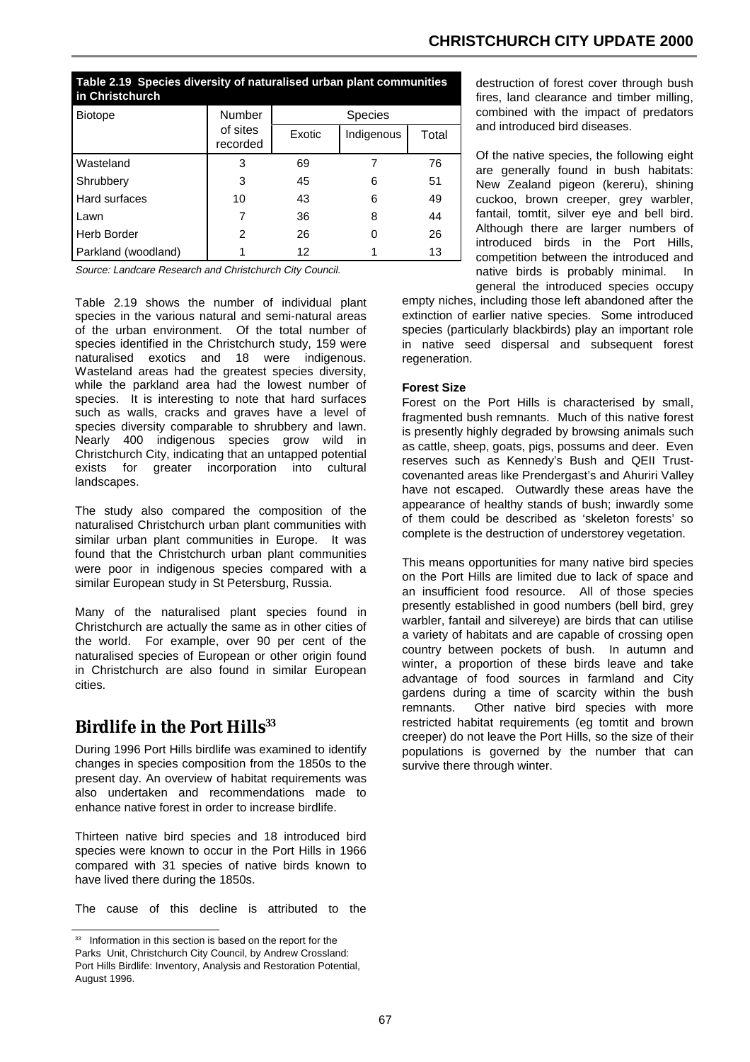**Table 2.19 Species diversity of naturalised urban plant communities in Christchurch**

| Biotope | Number of sites recorded | Species | | |
|---|---|---|---|---|
| | | Exotic | Indigenous | Total |
| Wasteland | 3 | 69 | 7 | 76 |
| Shrubbery | 3 | 45 | 6 | 51 |
| Hard surfaces | 10 | 43 | 6 | 49 |
| Lawn | 7 | 36 | 8 | 44 |
| Herb Border | 2 | 26 | 0 | 26 |
| Parkland (woodland) | 1 | 12 | 1 | 13 |

*Source: Landcare Research and Christchurch City Council.*

Table 2.19 shows the number of individual plant species in the various natural and semi-natural areas of the urban environment. Of the total number of species identified in the Christchurch study, 159 were naturalised exotics and 18 were indigenous. Wasteland areas had the greatest species diversity, while the parkland area had the lowest number of species. It is interesting to note that hard surfaces such as walls, cracks and graves have a level of species diversity comparable to shrubbery and lawn. Nearly 400 indigenous species grow wild in Christchurch City, indicating that an untapped potential exists for greater incorporation into cultural landscapes.

The study also compared the composition of the naturalised Christchurch urban plant communities with similar urban plant communities in Europe. It was found that the Christchurch urban plant communities were poor in indigenous species compared with a similar European study in St Petersburg, Russia.

Many of the naturalised plant species found in Christchurch are actually the same as in other cities of the world. For example, over 90 per cent of the naturalised species of European or other origin found in Christchurch are also found in similar European cities.

## Birdlife in the Port Hills[33]

During 1996 Port Hills birdlife was examined to identify changes in species composition from the 1850s to the present day. An overview of habitat requirements was also undertaken and recommendations made to enhance native forest in order to increase birdlife.

Thirteen native bird species and 18 introduced bird species were known to occur in the Port Hills in 1966 compared with 31 species of native birds known to have lived there during the 1850s.

The cause of this decline is attributed to the destruction of forest cover through bush fires, land clearance and timber milling, combined with the impact of predators and introduced bird diseases.

Of the native species, the following eight are generally found in bush habitats: New Zealand pigeon (kereru), shining cuckoo, brown creeper, grey warbler, fantail, tomtit, silver eye and bell bird. Although there are larger numbers of introduced birds in the Port Hills, competition between the introduced and native birds is probably minimal. In general the introduced species occupy empty niches, including those left abandoned after the extinction of earlier native species. Some introduced species (particularly blackbirds) play an important role in native seed dispersal and subsequent forest regeneration.

**Forest Size**

Forest on the Port Hills is characterised by small, fragmented bush remnants. Much of this native forest is presently highly degraded by browsing animals such as cattle, sheep, goats, pigs, possums and deer. Even reserves such as Kennedy's Bush and QEII Trust-covenanted areas like Prendergast's and Ahuriri Valley have not escaped. Outwardly these areas have the appearance of healthy stands of bush; inwardly some of them could be described as 'skeleton forests' so complete is the destruction of understorey vegetation.

This means opportunities for many native bird species on the Port Hills are limited due to lack of space and an insufficient food resource. All of those species presently established in good numbers (bell bird, grey warbler, fantail and silvereye) are birds that can utilise a variety of habitats and are capable of crossing open country between pockets of bush. In autumn and winter, a proportion of these birds leave and take advantage of food sources in farmland and City gardens during a time of scarcity within the bush remnants. Other native bird species with more restricted habitat requirements (eg tomtit and brown creeper) do not leave the Port Hills, so the size of their populations is governed by the number that can survive there through winter.

---

[33] Information in this section is based on the report for the Parks Unit, Christchurch City Council, by Andrew Crossland: Port Hills Birdlife: Inventory, Analysis and Restoration Potential, August 1996.